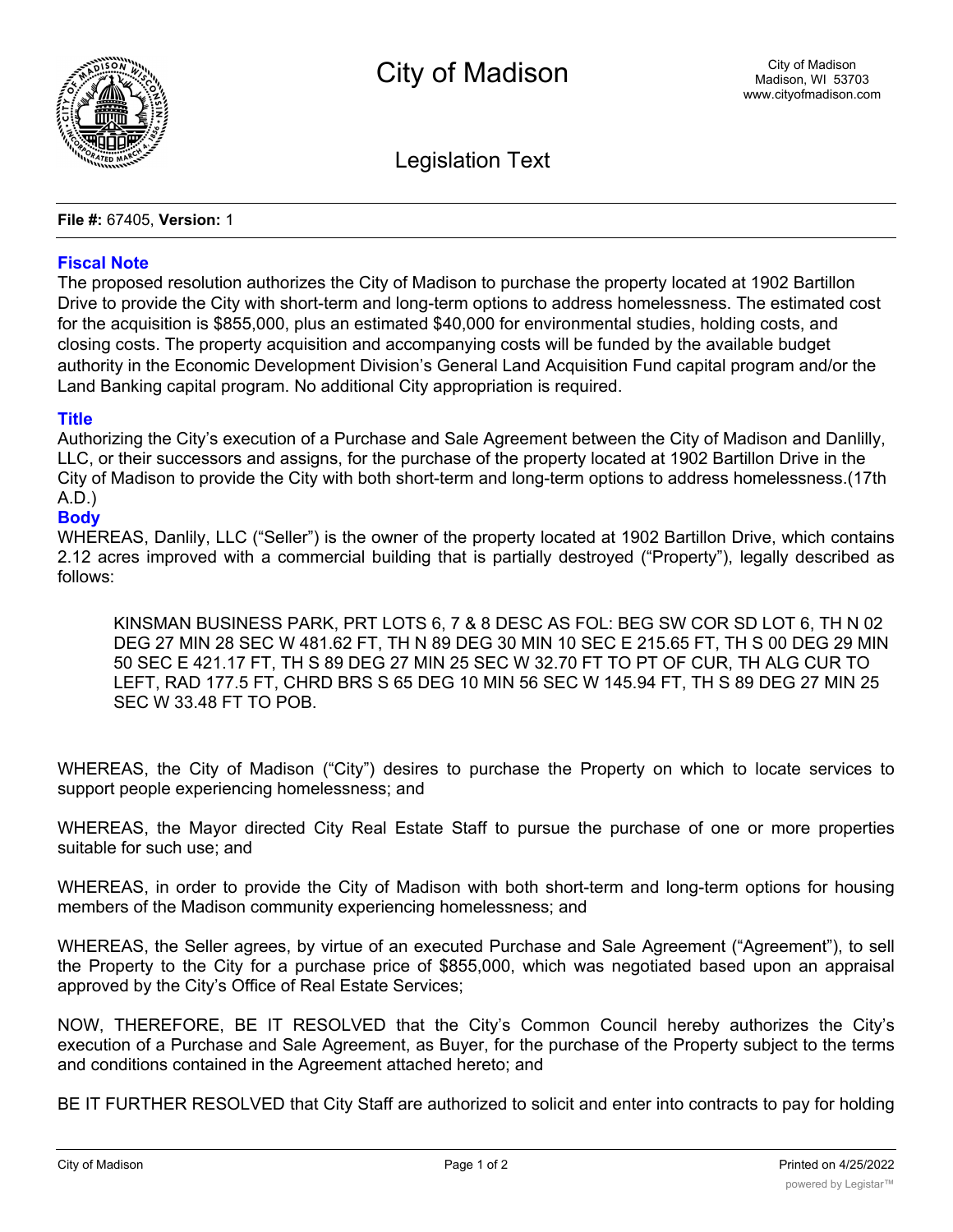# City of Madison

City of Madison
Madison, WI 53703
www.cityofmadison.com

## Legislation Text

**File #:** 67405, **Version:** 1

### Fiscal Note

The proposed resolution authorizes the City of Madison to purchase the property located at 1902 Bartillon Drive to provide the City with short-term and long-term options to address homelessness. The estimated cost for the acquisition is $855,000, plus an estimated $40,000 for environmental studies, holding costs, and closing costs. The property acquisition and accompanying costs will be funded by the available budget authority in the Economic Development Division's General Land Acquisition Fund capital program and/or the Land Banking capital program. No additional City appropriation is required.

### Title

Authorizing the City's execution of a Purchase and Sale Agreement between the City of Madison and Danlilly, LLC, or their successors and assigns, for the purchase of the property located at 1902 Bartillon Drive in the City of Madison to provide the City with both short-term and long-term options to address homelessness.(17th A.D.)

### Body

WHEREAS, Danlily, LLC ("Seller") is the owner of the property located at 1902 Bartillon Drive, which contains 2.12 acres improved with a commercial building that is partially destroyed ("Property"), legally described as follows:

> KINSMAN BUSINESS PARK, PRT LOTS 6, 7 & 8 DESC AS FOL: BEG SW COR SD LOT 6, TH N 02 DEG 27 MIN 28 SEC W 481.62 FT, TH N 89 DEG 30 MIN 10 SEC E 215.65 FT, TH S 00 DEG 29 MIN 50 SEC E 421.17 FT, TH S 89 DEG 27 MIN 25 SEC W 32.70 FT TO PT OF CUR, TH ALG CUR TO LEFT, RAD 177.5 FT, CHRD BRS S 65 DEG 10 MIN 56 SEC W 145.94 FT, TH S 89 DEG 27 MIN 25 SEC W 33.48 FT TO POB.

WHEREAS, the City of Madison ("City") desires to purchase the Property on which to locate services to support people experiencing homelessness; and

WHEREAS, the Mayor directed City Real Estate Staff to pursue the purchase of one or more properties suitable for such use; and

WHEREAS, in order to provide the City of Madison with both short-term and long-term options for housing members of the Madison community experiencing homelessness; and

WHEREAS, the Seller agrees, by virtue of an executed Purchase and Sale Agreement ("Agreement"), to sell the Property to the City for a purchase price of $855,000, which was negotiated based upon an appraisal approved by the City's Office of Real Estate Services;

NOW, THEREFORE, BE IT RESOLVED that the City's Common Council hereby authorizes the City's execution of a Purchase and Sale Agreement, as Buyer, for the purchase of the Property subject to the terms and conditions contained in the Agreement attached hereto; and

BE IT FURTHER RESOLVED that City Staff are authorized to solicit and enter into contracts to pay for holding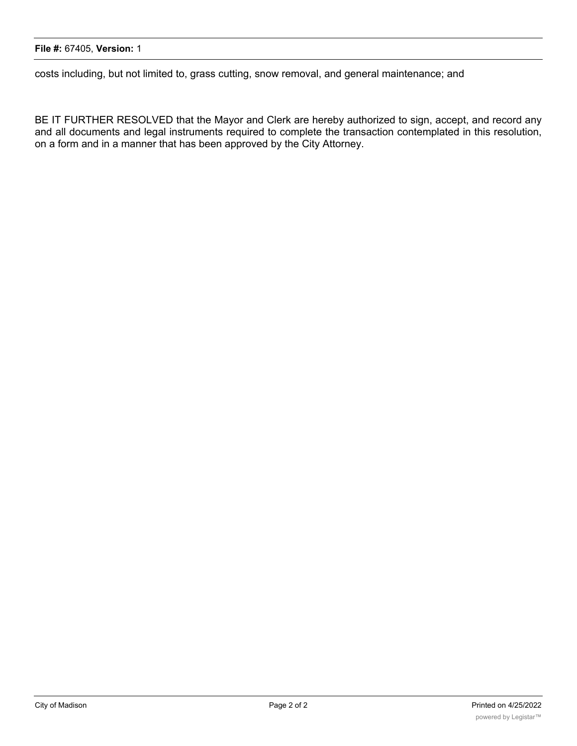costs including, but not limited to, grass cutting, snow removal, and general maintenance; and

BE IT FURTHER RESOLVED that the Mayor and Clerk are hereby authorized to sign, accept, and record any and all documents and legal instruments required to complete the transaction contemplated in this resolution, on a form and in a manner that has been approved by the City Attorney.